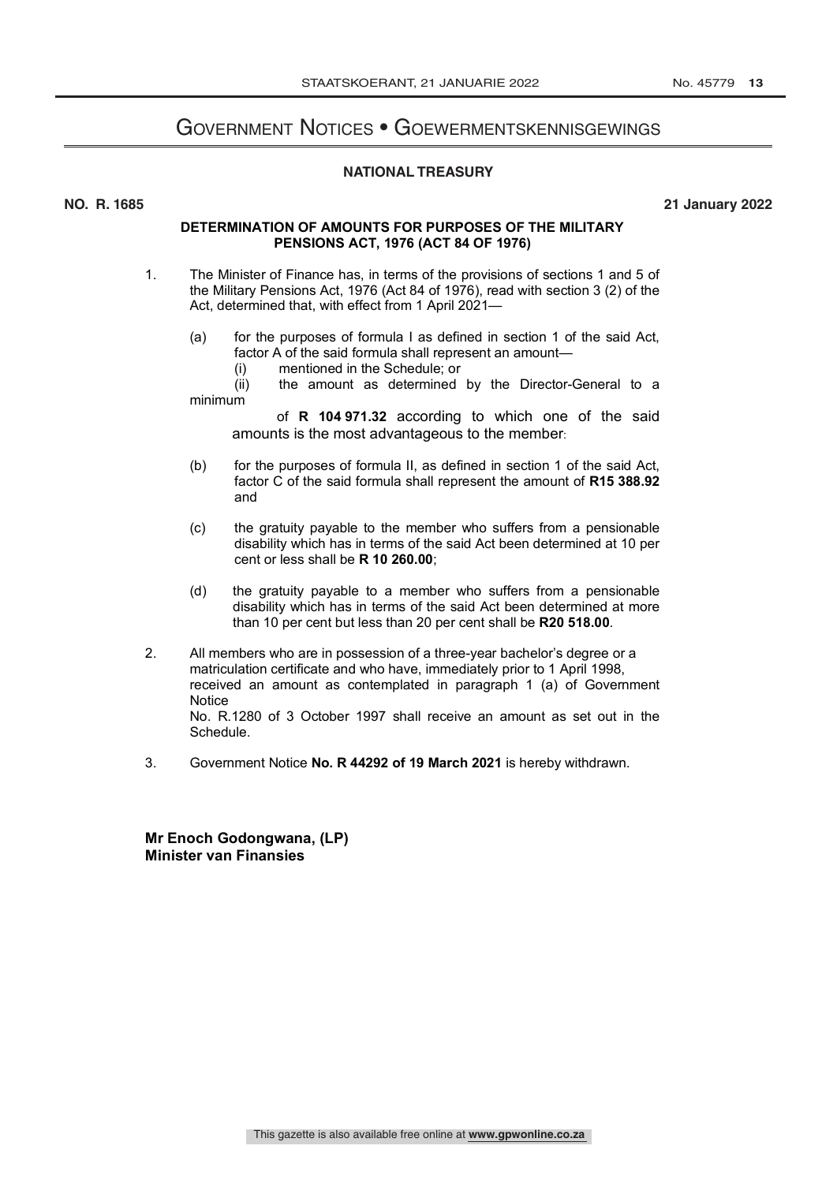# Government Notices • Goewermentskennisgewings

## NATIONAL TREASURY

**NO. R. 1685** **21 January 2022**

### DETERMINATION OF AMOUNTS FOR PURPOSES OF THE MILITARY PENSIONS ACT, 1976 (ACT 84 OF 1976)

1. The Minister of Finance has, in terms of the provisions of sections 1 and 5 of the Military Pensions Act, 1976 (Act 84 of 1976), read with section 3 (2) of the Act, determined that, with effect from 1 April 2021—

   (a) for the purposes of formula I as defined in section 1 of the said Act, factor A of the said formula shall represent an amount—

      (i) mentioned in the Schedule; or

      (ii) the amount as determined by the Director-General to a minimum of **R 104 971.32** according to which one of the said amounts is the most advantageous to the member:

   (b) for the purposes of formula II, as defined in section 1 of the said Act, factor C of the said formula shall represent the amount of **R15 388.92** and

   (c) the gratuity payable to the member who suffers from a pensionable disability which has in terms of the said Act been determined at 10 per cent or less shall be **R 10 260.00**;

   (d) the gratuity payable to a member who suffers from a pensionable disability which has in terms of the said Act been determined at more than 10 per cent but less than 20 per cent shall be **R20 518.00**.

2. All members who are in possession of a three-year bachelor's degree or a matriculation certificate and who have, immediately prior to 1 April 1998, received an amount as contemplated in paragraph 1 (a) of Government Notice No. R.1280 of 3 October 1997 shall receive an amount as set out in the Schedule.

3. Government Notice **No. R 44292 of 19 March 2021** is hereby withdrawn.

**Mr Enoch Godongwana, (LP)**
**Minister van Finansies**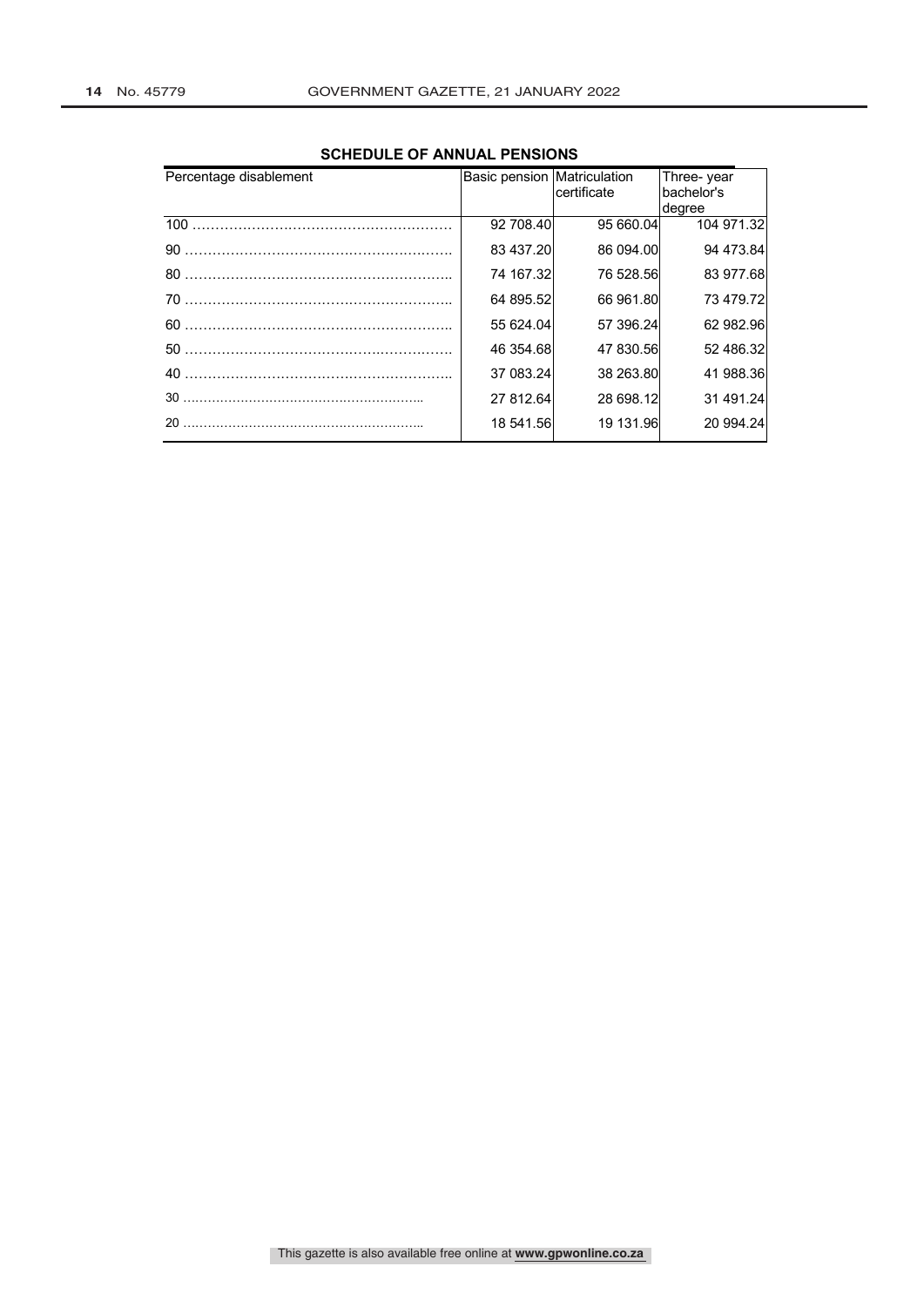**SCHEDULE OF ANNUAL PENSIONS**

| Percentage disablement | Basic pension | Matriculation certificate | Three- year bachelor's degree |
|---|---|---|---|
| 100 ………………………………………………… | 92 708.40 | 95 660.04 | 104 971.32 |
| 90 …………………………………………………. | 83 437.20 | 86 094.00 | 94 473.84 |
| 80 ………………………………………………….. | 74 167.32 | 76 528.56 | 83 977.68 |
| 70 ………………………………………………….. | 64 895.52 | 66 961.80 | 73 479.72 |
| 60 ………………………………………………….. | 55 624.04 | 57 396.24 | 62 982.96 |
| 50 …………………………………………………. | 46 354.68 | 47 830.56 | 52 486.32 |
| 40 ………………………………………………….. | 37 083.24 | 38 263.80 | 41 988.36 |
| 30 ………………………………………………….. | 27 812.64 | 28 698.12 | 31 491.24 |
| 20 ………………………………………………….. | 18 541.56 | 19 131.96 | 20 994.24 |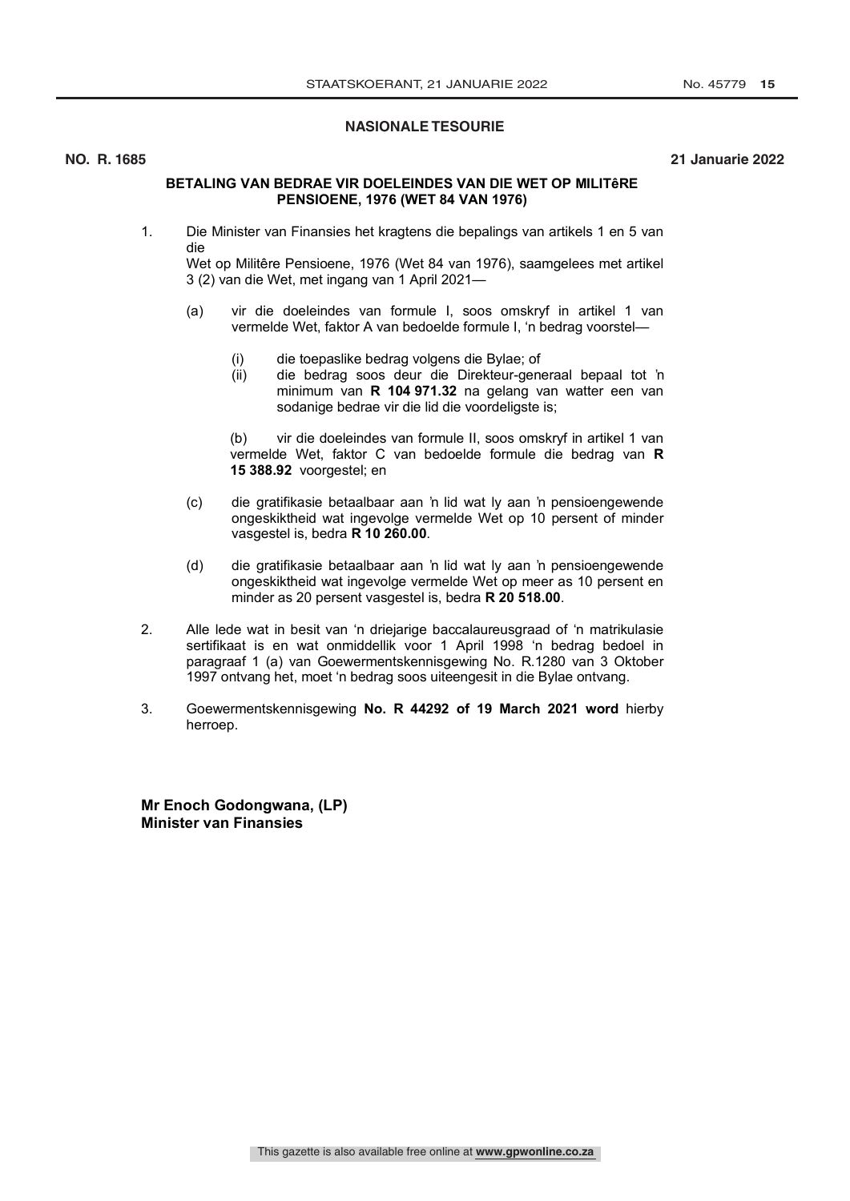## NASIONALE TESOURIE

**NO. R. 1685** **21 Januarie 2022**

### BETALING VAN BEDRAE VIR DOELEINDES VAN DIE WET OP MILITêRE PENSIOENE, 1976 (WET 84 VAN 1976)

1. Die Minister van Finansies het kragtens die bepalings van artikels 1 en 5 van die
   Wet op Militêre Pensioene, 1976 (Wet 84 van 1976), saamgelees met artikel 3 (2) van die Wet, met ingang van 1 April 2021—

   (a) vir die doeleindes van formule I, soos omskryf in artikel 1 van vermelde Wet, faktor A van bedoelde formule I, 'n bedrag voorstel—

   (i) die toepaslike bedrag volgens die Bylae; of
   
   (ii) die bedrag soos deur die Direkteur-generaal bepaal tot 'n minimum van **R 104 971.32** na gelang van watter een van sodanige bedrae vir die lid die voordeligste is;

   (b) vir die doeleindes van formule II, soos omskryf in artikel 1 van vermelde Wet, faktor C van bedoelde formule die bedrag van **R 15 388.92** voorgestel; en

   (c) die gratifikasie betaalbaar aan 'n lid wat ly aan 'n pensioengewende ongeskiktheid wat ingevolge vermelde Wet op 10 persent of minder vasgestel is, bedra **R 10 260.00**.

   (d) die gratifikasie betaalbaar aan 'n lid wat ly aan 'n pensioengewende ongeskiktheid wat ingevolge vermelde Wet op meer as 10 persent en minder as 20 persent vasgestel is, bedra **R 20 518.00**.

2. Alle lede wat in besit van 'n driejarige baccalaureusgraad of 'n matrikulasie sertifikaat is en wat onmiddellik voor 1 April 1998 'n bedrag bedoel in paragraaf 1 (a) van Goewermentskennisgewing No. R.1280 van 3 Oktober 1997 ontvang het, moet 'n bedrag soos uiteengesit in die Bylae ontvang.

3. Goewermentskennisgewing **No. R 44292 of 19 March 2021 word** hierby herroep.

**Mr Enoch Godongwana, (LP)**
**Minister van Finansies**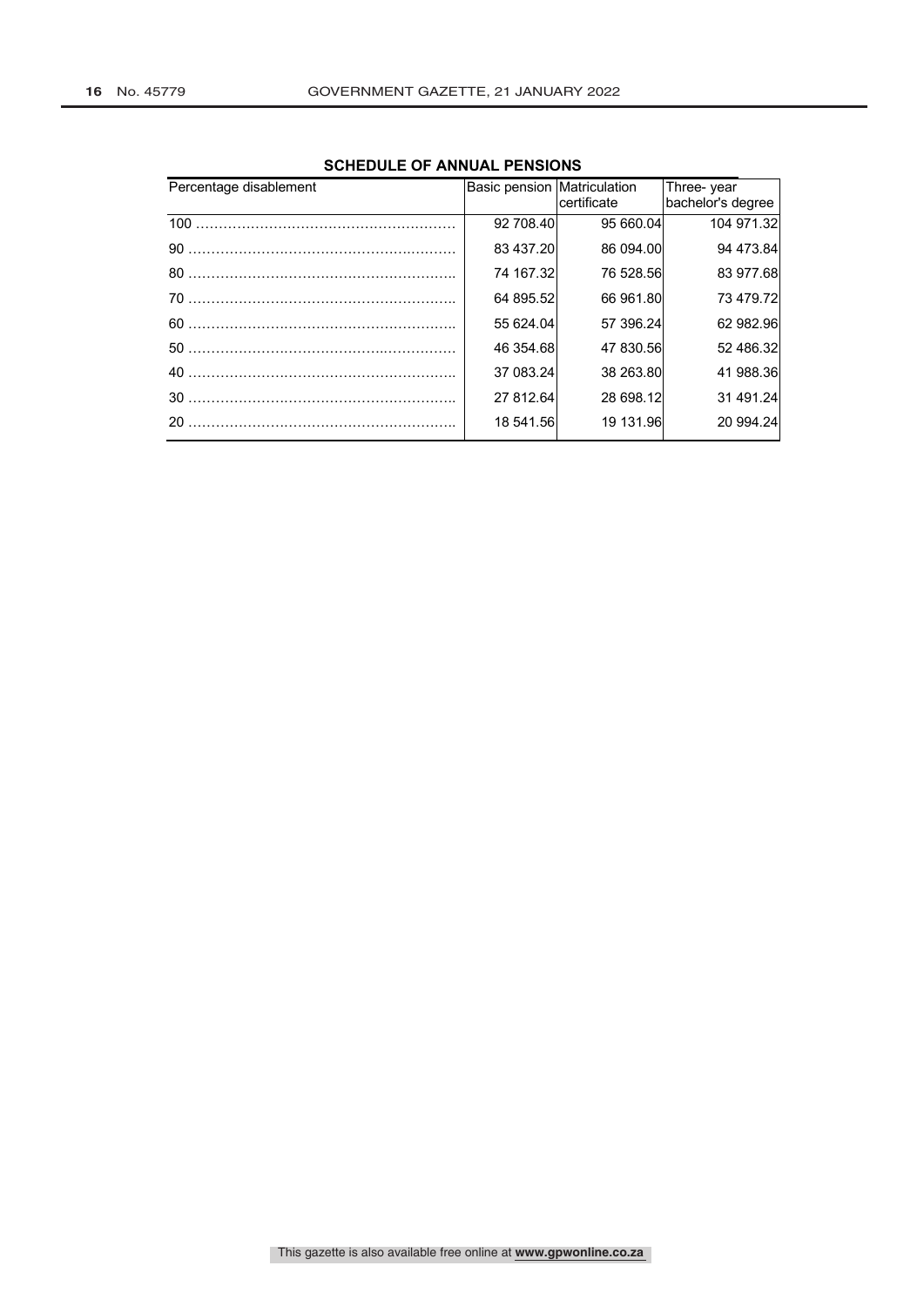**SCHEDULE OF ANNUAL PENSIONS**

| Percentage disablement | Basic pension | Matriculation certificate | Three- year bachelor's degree |
|---|---|---|---|
| 100 ………………………………………………… | 92 708.40 | 95 660.04 | 104 971.32 |
| 90 ………………………………………………… | 83 437.20 | 86 094.00 | 94 473.84 |
| 80 ………………………………………………… | 74 167.32 | 76 528.56 | 83 977.68 |
| 70 ………………………………………………… | 64 895.52 | 66 961.80 | 73 479.72 |
| 60 ………………………………………………… | 55 624.04 | 57 396.24 | 62 982.96 |
| 50 ………………………………………………… | 46 354.68 | 47 830.56 | 52 486.32 |
| 40 ………………………………………………… | 37 083.24 | 38 263.80 | 41 988.36 |
| 30 ………………………………………………… | 27 812.64 | 28 698.12 | 31 491.24 |
| 20 ………………………………………………… | 18 541.56 | 19 131.96 | 20 994.24 |